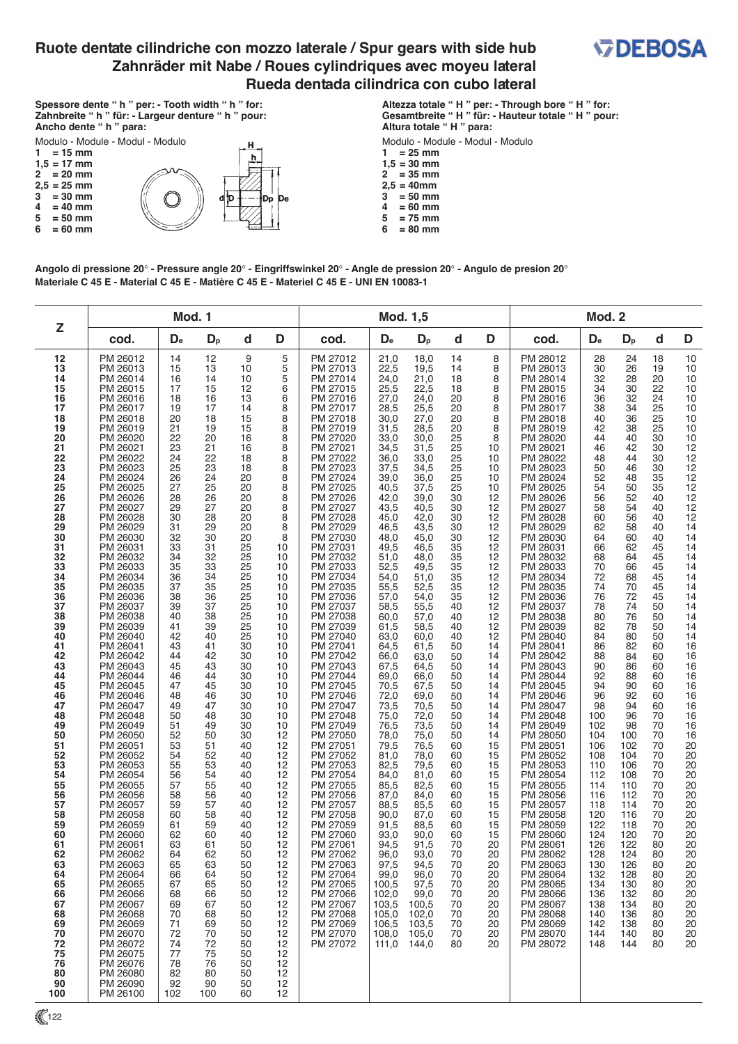# Ruote dentate cilindriche con mozzo laterale / Spur gears with side hub
## Zahnräder mit Nabe / Roues cylindriques avec moyeu lateral
## Rueda dentada cilindrica con cubo lateral

DEBOSA

**Spessore dente " h " per: - Tooth width " h " for:**
**Zahnbreite " h " für: - Largeur denture " h " pour:**
**Ancho dente " h " para:**

Modulo - Module - Modul - Modulo

- **1 = 15 mm**
- **1,5 = 17 mm**
- **2 = 20 mm**
- **2,5 = 25 mm**
- **3 = 30 mm**
- **4 = 40 mm**
- **5 = 50 mm**
- **6 = 60 mm**

H h d D Dp De

**Altezza totale " H " per: - Through bore " H " for:**
**Gesamtbreite " H " für: - Hauteur totale " H " pour:**
**Altura totale " H " para:**

Modulo - Module - Modul - Modulo

- **1 = 25 mm**
- **1,5 = 30 mm**
- **2 = 35 mm**
- **2,5 = 40mm**
- **3 = 50 mm**
- **4 = 60 mm**
- **5 = 75 mm**
- **6 = 80 mm**

**Angolo di pressione 20° - Pressure angle 20° - Eingriffswinkel 20° - Angle de pression 20° - Angulo de presion 20°**
**Materiale C 45 E - Material C 45 E - Matière C 45 E - Materiel C 45 E - UNI EN 10083-1**

| Z | Mod. 1 | | | | | Mod. 1,5 | | | | | Mod. 2 | | | | |
|---|---|---|---|---|---|---|---|---|---|---|---|---|---|---|---|
| | cod. | $D_e$ | $D_p$ | d | D | cod. | $D_e$ | $D_p$ | d | D | cod. | $D_e$ | $D_p$ | d | D |
| 12 | PM 26012 | 14 | 12 | 9 | 5 | PM 27012 | 21,0 | 18,0 | 14 | 8 | PM 28012 | 28 | 24 | 18 | 10 |
| 13 | PM 26013 | 15 | 13 | 10 | 5 | PM 27013 | 22,5 | 19,5 | 14 | 8 | PM 28013 | 30 | 26 | 19 | 10 |
| 14 | PM 26014 | 16 | 14 | 10 | 5 | PM 27014 | 24,0 | 21,0 | 18 | 8 | PM 28014 | 32 | 28 | 20 | 10 |
| 15 | PM 26015 | 17 | 15 | 12 | 6 | PM 27015 | 25,5 | 22,5 | 18 | 8 | PM 28015 | 34 | 30 | 22 | 10 |
| 16 | PM 26016 | 18 | 16 | 13 | 6 | PM 27016 | 27,0 | 24,0 | 20 | 8 | PM 28016 | 36 | 32 | 24 | 10 |
| 17 | PM 26017 | 19 | 17 | 14 | 8 | PM 27017 | 28,5 | 25,5 | 20 | 8 | PM 28017 | 38 | 34 | 25 | 10 |
| 18 | PM 26018 | 20 | 18 | 15 | 8 | PM 27018 | 30,0 | 27,0 | 20 | 8 | PM 28018 | 40 | 36 | 25 | 10 |
| 19 | PM 26019 | 21 | 19 | 15 | 8 | PM 27019 | 31,5 | 28,5 | 20 | 8 | PM 28019 | 42 | 38 | 25 | 10 |
| 20 | PM 26020 | 22 | 20 | 16 | 8 | PM 27020 | 33,0 | 30,0 | 25 | 8 | PM 28020 | 44 | 40 | 30 | 10 |
| 21 | PM 26021 | 23 | 21 | 16 | 8 | PM 27021 | 34,5 | 31,5 | 25 | 10 | PM 28021 | 46 | 42 | 30 | 12 |
| 22 | PM 26022 | 24 | 22 | 18 | 8 | PM 27022 | 36,0 | 33,0 | 25 | 10 | PM 28022 | 48 | 44 | 30 | 12 |
| 23 | PM 26023 | 25 | 23 | 18 | 8 | PM 27023 | 37,5 | 34,5 | 25 | 10 | PM 28023 | 50 | 46 | 30 | 12 |
| 24 | PM 26024 | 26 | 24 | 20 | 8 | PM 27024 | 39,0 | 36,0 | 25 | 10 | PM 28024 | 52 | 48 | 35 | 12 |
| 25 | PM 26025 | 27 | 25 | 20 | 8 | PM 27025 | 40,5 | 37,5 | 25 | 10 | PM 28025 | 54 | 50 | 35 | 12 |
| 26 | PM 26026 | 28 | 26 | 20 | 8 | PM 27026 | 42,0 | 39,0 | 30 | 12 | PM 28026 | 56 | 52 | 40 | 12 |
| 27 | PM 26027 | 29 | 27 | 20 | 8 | PM 27027 | 43,5 | 40,5 | 30 | 12 | PM 28027 | 58 | 54 | 40 | 12 |
| 28 | PM 26028 | 30 | 28 | 20 | 8 | PM 27028 | 45,0 | 42,0 | 30 | 12 | PM 28028 | 60 | 56 | 40 | 12 |
| 29 | PM 26029 | 31 | 29 | 20 | 8 | PM 27029 | 46,5 | 43,5 | 30 | 12 | PM 28029 | 62 | 58 | 40 | 14 |
| 30 | PM 26030 | 32 | 30 | 20 | 8 | PM 27030 | 48,0 | 45,0 | 30 | 12 | PM 28030 | 64 | 60 | 40 | 14 |
| 31 | PM 26031 | 33 | 31 | 25 | 10 | PM 27031 | 49,5 | 46,5 | 35 | 12 | PM 28031 | 66 | 62 | 45 | 14 |
| 32 | PM 26032 | 34 | 32 | 25 | 10 | PM 27032 | 51,0 | 48,0 | 35 | 12 | PM 28032 | 68 | 64 | 45 | 14 |
| 33 | PM 26033 | 35 | 33 | 25 | 10 | PM 27033 | 52,5 | 49,5 | 35 | 12 | PM 28033 | 70 | 66 | 45 | 14 |
| 34 | PM 26034 | 36 | 34 | 25 | 10 | PM 27034 | 54,0 | 51,0 | 35 | 12 | PM 28034 | 72 | 68 | 45 | 14 |
| 35 | PM 26035 | 37 | 35 | 25 | 10 | PM 27035 | 55,5 | 52,5 | 35 | 12 | PM 28035 | 74 | 70 | 45 | 14 |
| 36 | PM 26036 | 38 | 36 | 25 | 10 | PM 27036 | 57,0 | 54,0 | 35 | 12 | PM 28036 | 76 | 72 | 45 | 14 |
| 37 | PM 26037 | 39 | 37 | 25 | 10 | PM 27037 | 58,5 | 55,5 | 40 | 12 | PM 28037 | 78 | 74 | 50 | 14 |
| 38 | PM 26038 | 40 | 38 | 25 | 10 | PM 27038 | 60,0 | 57,0 | 40 | 12 | PM 28038 | 80 | 76 | 50 | 14 |
| 39 | PM 26039 | 41 | 39 | 25 | 10 | PM 27039 | 61,5 | 58,5 | 40 | 12 | PM 28039 | 82 | 78 | 50 | 14 |
| 40 | PM 26040 | 42 | 40 | 25 | 10 | PM 27040 | 63,0 | 60,0 | 40 | 12 | PM 28040 | 84 | 80 | 50 | 14 |
| 41 | PM 26041 | 43 | 41 | 30 | 10 | PM 27041 | 64,5 | 61,5 | 50 | 14 | PM 28041 | 86 | 82 | 60 | 16 |
| 42 | PM 26042 | 44 | 42 | 30 | 10 | PM 27042 | 66,0 | 63,0 | 50 | 14 | PM 28042 | 88 | 84 | 60 | 16 |
| 43 | PM 26043 | 45 | 43 | 30 | 10 | PM 27043 | 67,5 | 64,5 | 50 | 14 | PM 28043 | 90 | 86 | 60 | 16 |
| 44 | PM 26044 | 46 | 44 | 30 | 10 | PM 27044 | 69,0 | 66,0 | 50 | 14 | PM 28044 | 92 | 88 | 60 | 16 |
| 45 | PM 26045 | 47 | 45 | 30 | 10 | PM 27045 | 70,5 | 67,5 | 50 | 14 | PM 28045 | 94 | 90 | 60 | 16 |
| 46 | PM 26046 | 48 | 46 | 30 | 10 | PM 27046 | 72,0 | 69,0 | 50 | 14 | PM 28046 | 96 | 92 | 60 | 16 |
| 47 | PM 26047 | 49 | 47 | 30 | 10 | PM 27047 | 73,5 | 70,5 | 50 | 14 | PM 28047 | 98 | 94 | 60 | 16 |
| 48 | PM 26048 | 50 | 48 | 30 | 10 | PM 27048 | 75,0 | 72,0 | 50 | 14 | PM 28048 | 100 | 96 | 70 | 16 |
| 49 | PM 26049 | 51 | 49 | 30 | 10 | PM 27049 | 76,5 | 73,5 | 50 | 14 | PM 28049 | 102 | 98 | 70 | 16 |
| 50 | PM 26050 | 52 | 50 | 30 | 12 | PM 27050 | 78,0 | 75,0 | 50 | 14 | PM 28050 | 104 | 100 | 70 | 16 |
| 51 | PM 26051 | 53 | 51 | 40 | 12 | PM 27051 | 79,5 | 76,5 | 60 | 15 | PM 28051 | 106 | 102 | 70 | 20 |
| 52 | PM 26052 | 54 | 52 | 40 | 12 | PM 27052 | 81,0 | 78,0 | 60 | 15 | PM 28052 | 108 | 104 | 70 | 20 |
| 53 | PM 26053 | 55 | 53 | 40 | 12 | PM 27053 | 82,5 | 79,5 | 60 | 15 | PM 28053 | 110 | 106 | 70 | 20 |
| 54 | PM 26054 | 56 | 54 | 40 | 12 | PM 27054 | 84,0 | 81,0 | 60 | 15 | PM 28054 | 112 | 108 | 70 | 20 |
| 55 | PM 26055 | 57 | 55 | 40 | 12 | PM 27055 | 85,5 | 82,5 | 60 | 15 | PM 28055 | 114 | 110 | 70 | 20 |
| 56 | PM 26056 | 58 | 56 | 40 | 12 | PM 27056 | 87,0 | 84,0 | 60 | 15 | PM 28056 | 116 | 112 | 70 | 20 |
| 57 | PM 26057 | 59 | 57 | 40 | 12 | PM 27057 | 88,5 | 85,5 | 60 | 15 | PM 28057 | 118 | 114 | 70 | 20 |
| 58 | PM 26058 | 60 | 58 | 40 | 12 | PM 27058 | 90,0 | 87,0 | 60 | 15 | PM 28058 | 120 | 116 | 70 | 20 |
| 59 | PM 26059 | 61 | 59 | 40 | 12 | PM 27059 | 91,5 | 88,5 | 60 | 15 | PM 28059 | 122 | 118 | 70 | 20 |
| 60 | PM 26060 | 62 | 60 | 40 | 12 | PM 27060 | 93,0 | 90,0 | 60 | 15 | PM 28060 | 124 | 120 | 70 | 20 |
| 61 | PM 26061 | 63 | 61 | 50 | 12 | PM 27061 | 94,5 | 91,5 | 70 | 20 | PM 28061 | 126 | 122 | 80 | 20 |
| 62 | PM 26062 | 64 | 62 | 50 | 12 | PM 27062 | 96,0 | 93,0 | 70 | 20 | PM 28062 | 128 | 124 | 80 | 20 |
| 63 | PM 26063 | 65 | 63 | 50 | 12 | PM 27063 | 97,5 | 94,5 | 70 | 20 | PM 28063 | 130 | 126 | 80 | 20 |
| 64 | PM 26064 | 66 | 64 | 50 | 12 | PM 27064 | 99,0 | 96,0 | 70 | 20 | PM 28064 | 132 | 128 | 80 | 20 |
| 65 | PM 26065 | 67 | 65 | 50 | 12 | PM 27065 | 100,5 | 97,5 | 70 | 20 | PM 28065 | 134 | 130 | 80 | 20 |
| 66 | PM 26066 | 68 | 66 | 50 | 12 | PM 27066 | 102,0 | 99,0 | 70 | 20 | PM 28066 | 136 | 132 | 80 | 20 |
| 67 | PM 26067 | 69 | 67 | 50 | 12 | PM 27067 | 103,5 | 100,5 | 70 | 20 | PM 28067 | 138 | 134 | 80 | 20 |
| 68 | PM 26068 | 70 | 68 | 50 | 12 | PM 27068 | 105,0 | 102,0 | 70 | 20 | PM 28068 | 140 | 136 | 80 | 20 |
| 69 | PM 26069 | 71 | 69 | 50 | 12 | PM 27069 | 106,5 | 103,5 | 70 | 20 | PM 28069 | 142 | 138 | 80 | 20 |
| 70 | PM 26070 | 72 | 70 | 50 | 12 | PM 27070 | 108,0 | 105,0 | 70 | 20 | PM 28070 | 144 | 140 | 80 | 20 |
| 72 | PM 26072 | 74 | 72 | 50 | 12 | PM 27072 | 111,0 | 144,0 | 80 | 20 | PM 28072 | 148 | 144 | 80 | 20 |
| 75 | PM 26075 | 77 | 75 | 50 | 12 | | | | | | | | | | |
| 76 | PM 26076 | 78 | 76 | 50 | 12 | | | | | | | | | | |
| 80 | PM 26080 | 82 | 80 | 50 | 12 | | | | | | | | | | |
| 90 | PM 26090 | 92 | 90 | 50 | 12 | | | | | | | | | | |
| 100 | PM 26100 | 102 | 100 | 60 | 12 | | | | | | | | | | |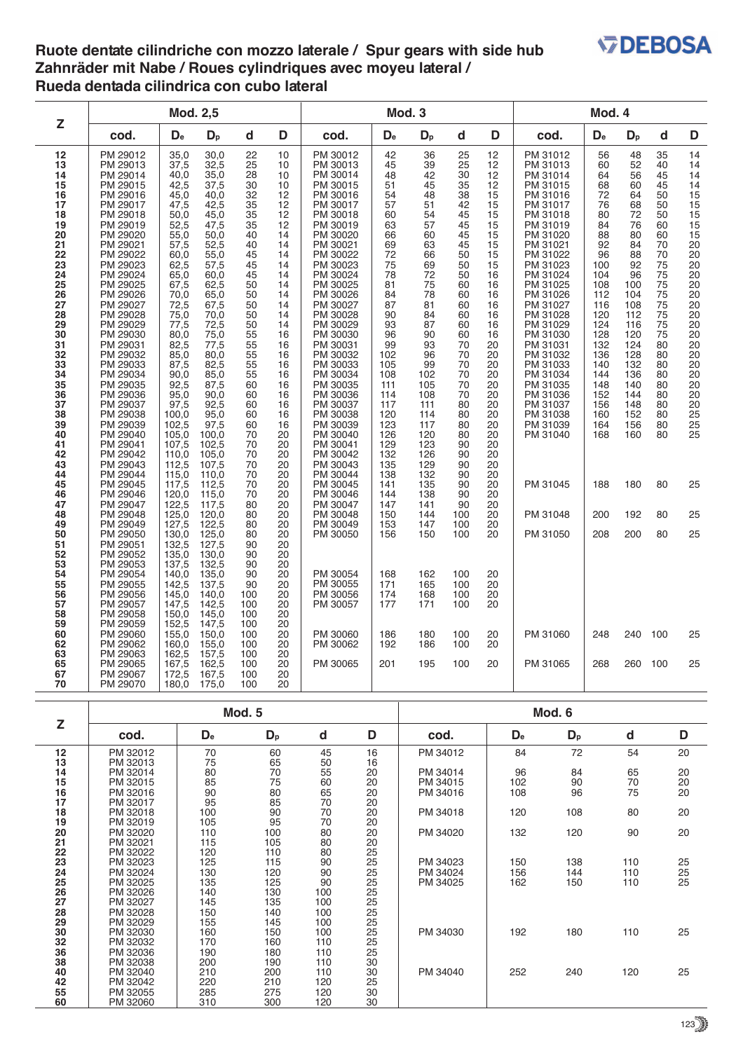# Ruote dentate cilindriche con mozzo laterale / Spur gears with side hub
# Zahnräder mit Nabe / Roues cylindriques avec moyeu lateral /
# Rueda dentada cilindrica con cubo lateral

| Z | Mod. 2,5 | | | | | Mod. 3 | | | | | Mod. 4 | | | | |
|---|---|---|---|---|---|---|---|---|---|---|---|---|---|---|---|
| | cod. | $D_e$ | $D_p$ | d | D | cod. | $D_e$ | $D_p$ | d | D | cod. | $D_e$ | $D_p$ | d | D |
| 12 | PM 29012 | 35,0 | 30,0 | 22 | 10 | PM 30012 | 42 | 36 | 25 | 12 | PM 31012 | 56 | 48 | 35 | 14 |
| 13 | PM 29013 | 37,5 | 32,5 | 25 | 10 | PM 30013 | 45 | 39 | 25 | 12 | PM 31013 | 60 | 52 | 40 | 14 |
| 14 | PM 29014 | 40,0 | 35,0 | 28 | 10 | PM 30014 | 48 | 42 | 30 | 12 | PM 31014 | 64 | 56 | 45 | 14 |
| 15 | PM 29015 | 42,5 | 37,5 | 30 | 10 | PM 30015 | 51 | 45 | 35 | 12 | PM 31015 | 68 | 60 | 45 | 14 |
| 16 | PM 29016 | 45,0 | 40,0 | 32 | 12 | PM 30016 | 54 | 48 | 38 | 15 | PM 31016 | 72 | 64 | 50 | 15 |
| 17 | PM 29017 | 47,5 | 42,5 | 35 | 12 | PM 30017 | 57 | 51 | 42 | 15 | PM 31017 | 76 | 68 | 50 | 15 |
| 18 | PM 29018 | 50,0 | 45,0 | 35 | 12 | PM 30018 | 60 | 54 | 45 | 15 | PM 31018 | 80 | 72 | 50 | 15 |
| 19 | PM 29019 | 52,5 | 47,5 | 35 | 12 | PM 30019 | 63 | 57 | 45 | 15 | PM 31019 | 84 | 76 | 60 | 15 |
| 20 | PM 29020 | 55,0 | 50,0 | 40 | 14 | PM 30020 | 66 | 60 | 45 | 15 | PM 31020 | 88 | 80 | 60 | 15 |
| 21 | PM 29021 | 57,5 | 52,5 | 40 | 14 | PM 30021 | 69 | 63 | 45 | 15 | PM 31021 | 92 | 84 | 70 | 20 |
| 22 | PM 29022 | 60,0 | 55,0 | 45 | 14 | PM 30022 | 72 | 66 | 50 | 15 | PM 31022 | 96 | 88 | 70 | 20 |
| 23 | PM 29023 | 62,5 | 57,5 | 45 | 14 | PM 30023 | 75 | 69 | 50 | 15 | PM 31023 | 100 | 92 | 75 | 20 |
| 24 | PM 29024 | 65,0 | 60,0 | 45 | 14 | PM 30024 | 78 | 72 | 50 | 16 | PM 31024 | 104 | 96 | 75 | 20 |
| 25 | PM 29025 | 67,5 | 62,5 | 50 | 14 | PM 30025 | 81 | 75 | 60 | 16 | PM 31025 | 108 | 100 | 75 | 20 |
| 26 | PM 29026 | 70,0 | 65,0 | 50 | 14 | PM 30026 | 84 | 78 | 60 | 16 | PM 31026 | 112 | 104 | 75 | 20 |
| 27 | PM 29027 | 72,5 | 67,5 | 50 | 14 | PM 30027 | 87 | 81 | 60 | 16 | PM 31027 | 116 | 108 | 75 | 20 |
| 28 | PM 29028 | 75,0 | 70,0 | 50 | 14 | PM 30028 | 90 | 84 | 60 | 16 | PM 31028 | 120 | 112 | 75 | 20 |
| 29 | PM 29029 | 77,5 | 72,5 | 50 | 14 | PM 30029 | 93 | 87 | 60 | 16 | PM 31029 | 124 | 116 | 75 | 20 |
| 30 | PM 29030 | 80,0 | 75,0 | 55 | 16 | PM 30030 | 96 | 90 | 60 | 16 | PM 31030 | 128 | 120 | 75 | 20 |
| 31 | PM 29031 | 82,5 | 77,5 | 55 | 16 | PM 30031 | 99 | 93 | 70 | 20 | PM 31031 | 132 | 124 | 80 | 20 |
| 32 | PM 29032 | 85,0 | 80,0 | 55 | 16 | PM 30032 | 102 | 96 | 70 | 20 | PM 31032 | 136 | 128 | 80 | 20 |
| 33 | PM 29033 | 87,5 | 82,5 | 55 | 16 | PM 30033 | 105 | 99 | 70 | 20 | PM 31033 | 140 | 132 | 80 | 20 |
| 34 | PM 29034 | 90,0 | 85,0 | 55 | 16 | PM 30034 | 108 | 102 | 70 | 20 | PM 31034 | 144 | 136 | 80 | 20 |
| 35 | PM 29035 | 92,5 | 87,5 | 60 | 16 | PM 30035 | 111 | 105 | 70 | 20 | PM 31035 | 148 | 140 | 80 | 20 |
| 36 | PM 29036 | 95,0 | 90,0 | 60 | 16 | PM 30036 | 114 | 108 | 70 | 20 | PM 31036 | 152 | 144 | 80 | 20 |
| 37 | PM 29037 | 97,5 | 92,5 | 60 | 16 | PM 30037 | 117 | 111 | 80 | 20 | PM 31037 | 156 | 148 | 80 | 20 |
| 38 | PM 29038 | 100,0 | 95,0 | 60 | 16 | PM 30038 | 120 | 114 | 80 | 20 | PM 31038 | 160 | 152 | 80 | 25 |
| 39 | PM 29039 | 102,5 | 97,5 | 60 | 16 | PM 30039 | 123 | 117 | 80 | 20 | PM 31039 | 164 | 156 | 80 | 25 |
| 40 | PM 29040 | 105,0 | 100,0 | 70 | 20 | PM 30040 | 126 | 120 | 80 | 20 | PM 31040 | 168 | 160 | 80 | 25 |
| 41 | PM 29041 | 107,5 | 102,5 | 70 | 20 | PM 30041 | 129 | 123 | 90 | 20 | | | | | |
| 42 | PM 29042 | 110,0 | 105,0 | 70 | 20 | PM 30042 | 132 | 126 | 90 | 20 | | | | | |
| 43 | PM 29043 | 112,5 | 107,5 | 70 | 20 | PM 30043 | 135 | 129 | 90 | 20 | | | | | |
| 44 | PM 29044 | 115,0 | 110,0 | 70 | 20 | PM 30044 | 138 | 132 | 90 | 20 | | | | | |
| 45 | PM 29045 | 117,5 | 112,5 | 70 | 20 | PM 30045 | 141 | 135 | 90 | 20 | PM 31045 | 188 | 180 | 80 | 25 |
| 46 | PM 29046 | 120,0 | 115,0 | 70 | 20 | PM 30046 | 144 | 138 | 90 | 20 | | | | | |
| 47 | PM 29047 | 122,5 | 117,5 | 80 | 20 | PM 30047 | 147 | 141 | 90 | 20 | | | | | |
| 48 | PM 29048 | 125,0 | 120,0 | 80 | 20 | PM 30048 | 150 | 144 | 100 | 20 | PM 31048 | 200 | 192 | 80 | 25 |
| 49 | PM 29049 | 127,5 | 122,5 | 80 | 20 | PM 30049 | 153 | 147 | 100 | 20 | | | | | |
| 50 | PM 29050 | 130,0 | 125,0 | 80 | 20 | PM 30050 | 156 | 150 | 100 | 20 | PM 31050 | 208 | 200 | 80 | 25 |
| 51 | PM 29051 | 132,5 | 127,5 | 90 | 20 | | | | | | | | | | |
| 52 | PM 29052 | 135,0 | 130,0 | 90 | 20 | | | | | | | | | | |
| 53 | PM 29053 | 137,5 | 132,5 | 90 | 20 | | | | | | | | | | |
| 54 | PM 29054 | 140,0 | 135,0 | 90 | 20 | PM 30054 | 168 | 162 | 100 | 20 | | | | | |
| 55 | PM 29055 | 142,5 | 137,5 | 90 | 20 | PM 30055 | 171 | 165 | 100 | 20 | | | | | |
| 56 | PM 29056 | 145,0 | 140,0 | 100 | 20 | PM 30056 | 174 | 168 | 100 | 20 | | | | | |
| 57 | PM 29057 | 147,5 | 142,5 | 100 | 20 | PM 30057 | 177 | 171 | 100 | 20 | | | | | |
| 58 | PM 29058 | 150,0 | 145,0 | 100 | 20 | | | | | | | | | | |
| 59 | PM 29059 | 152,5 | 147,5 | 100 | 20 | | | | | | | | | | |
| 60 | PM 29060 | 155,0 | 150,0 | 100 | 20 | PM 30060 | 186 | 180 | 100 | 20 | PM 31060 | 248 | 240 | 100 | 25 |
| 62 | PM 29062 | 160,0 | 155,0 | 100 | 20 | PM 30062 | 192 | 186 | 100 | 20 | | | | | |
| 63 | PM 29063 | 162,5 | 157,5 | 100 | 20 | | | | | | | | | | |
| 65 | PM 29065 | 167,5 | 162,5 | 100 | 20 | PM 30065 | 201 | 195 | 100 | 20 | PM 31065 | 268 | 260 | 100 | 25 |
| 67 | PM 29067 | 172,5 | 167,5 | 100 | 20 | | | | | | | | | | |
| 70 | PM 29070 | 180,0 | 175,0 | 100 | 20 | | | | | | | | | | |

| Z | Mod. 5 | | | | | Mod. 6 | | | | |
|---|---|---|---|---|---|---|---|---|---|---|
| | cod. | $D_e$ | $D_p$ | d | D | cod. | $D_e$ | $D_p$ | d | D |
| 12 | PM 32012 | 70 | 60 | 45 | 16 | PM 34012 | 84 | 72 | 54 | 20 |
| 13 | PM 32013 | 75 | 65 | 50 | 16 | | | | | |
| 14 | PM 32014 | 80 | 70 | 55 | 20 | PM 34014 | 96 | 84 | 65 | 20 |
| 15 | PM 32015 | 85 | 75 | 60 | 20 | PM 34015 | 102 | 90 | 70 | 20 |
| 16 | PM 32016 | 90 | 80 | 65 | 20 | PM 34016 | 108 | 96 | 75 | 20 |
| 17 | PM 32017 | 95 | 85 | 70 | 20 | | | | | |
| 18 | PM 32018 | 100 | 90 | 70 | 20 | PM 34018 | 120 | 108 | 80 | 20 |
| 19 | PM 32019 | 105 | 95 | 70 | 20 | | | | | |
| 20 | PM 32020 | 110 | 100 | 80 | 20 | PM 34020 | 132 | 120 | 90 | 20 |
| 21 | PM 32021 | 115 | 105 | 80 | 20 | | | | | |
| 22 | PM 32022 | 120 | 110 | 80 | 25 | | | | | |
| 23 | PM 32023 | 125 | 115 | 90 | 25 | PM 34023 | 150 | 138 | 110 | 25 |
| 24 | PM 32024 | 130 | 120 | 90 | 25 | PM 34024 | 156 | 144 | 110 | 25 |
| 25 | PM 32025 | 135 | 125 | 90 | 25 | PM 34025 | 162 | 150 | 110 | 25 |
| 26 | PM 32026 | 140 | 130 | 100 | 25 | | | | | |
| 27 | PM 32027 | 145 | 135 | 100 | 25 | | | | | |
| 28 | PM 32028 | 150 | 140 | 100 | 25 | | | | | |
| 29 | PM 32029 | 155 | 145 | 100 | 25 | | | | | |
| 30 | PM 32030 | 160 | 150 | 100 | 25 | PM 34030 | 192 | 180 | 110 | 25 |
| 32 | PM 32032 | 170 | 160 | 110 | 25 | | | | | |
| 36 | PM 32036 | 190 | 180 | 110 | 25 | | | | | |
| 38 | PM 32038 | 200 | 190 | 110 | 30 | | | | | |
| 40 | PM 32040 | 210 | 200 | 110 | 30 | PM 34040 | 252 | 240 | 120 | 25 |
| 42 | PM 32042 | 220 | 210 | 120 | 25 | | | | | |
| 55 | PM 32055 | 285 | 275 | 120 | 30 | | | | | |
| 60 | PM 32060 | 310 | 300 | 120 | 30 | | | | | |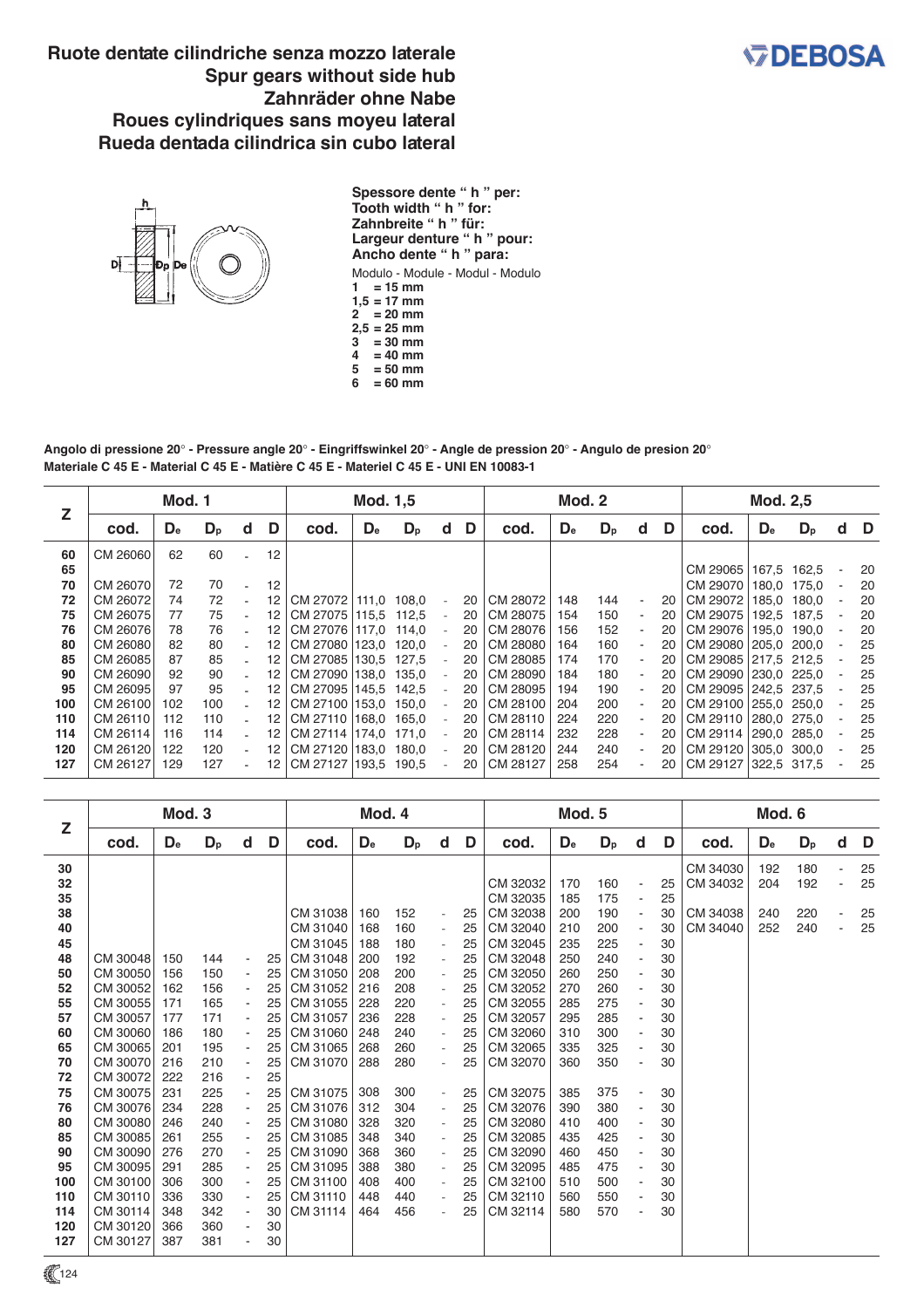# Ruote dentate cilindriche senza mozzo laterale
# Spur gears without side hub
# Zahnräder ohne Nabe
# Roues cylindriques sans moyeu lateral
# Rueda dentada cilindrica sin cubo lateral

**Spessore dente " h " per:**
**Tooth width " h " for:**
**Zahnbreite " h " für:**
**Largeur denture " h " pour:**
**Ancho dente " h " para:**

Modulo - Module - Modul - Modulo

**1 = 15 mm**
**1,5 = 17 mm**
**2 = 20 mm**
**2,5 = 25 mm**
**3 = 30 mm**
**4 = 40 mm**
**5 = 50 mm**
**6 = 60 mm**

**Angolo di pressione 20° - Pressure angle 20° - Eingriffswinkel 20° - Angle de pression 20° - Angulo de presion 20°**
**Materiale C 45 E - Material C 45 E - Matière C 45 E - Materiel C 45 E - UNI EN 10083-1**

| Z | Mod. 1 | | | | | Mod. 1,5 | | | | | Mod. 2 | | | | | Mod. 2,5 | | | | |
|---|---|---|---|---|---|---|---|---|---|---|---|---|---|---|---|---|---|---|---|---|
| | cod. | $D_e$ | $D_p$ | d | D | cod. | $D_e$ | $D_p$ | d | D | cod. | $D_e$ | $D_p$ | d | D | cod. | $D_e$ | $D_p$ | d | D |
| 60 | CM 26060 | 62 | 60 | - | 12 | | | | | | | | | | | | | | | |
| 65 | | | | | | | | | | | | | | | | CM 29065 | 167,5 | 162,5 | - | 20 |
| 70 | CM 26070 | 72 | 70 | - | 12 | | | | | | | | | | | CM 29070 | 180,0 | 175,0 | - | 20 |
| 72 | CM 26072 | 74 | 72 | - | 12 | CM 27072 | 111,0 | 108,0 | - | 20 | CM 28072 | 148 | 144 | - | 20 | CM 29072 | 185,0 | 180,0 | - | 20 |
| 75 | CM 26075 | 77 | 75 | - | 12 | CM 27075 | 115,5 | 112,5 | - | 20 | CM 28075 | 154 | 150 | - | 20 | CM 29075 | 192,5 | 187,5 | - | 20 |
| 76 | CM 26076 | 78 | 76 | - | 12 | CM 27076 | 117,0 | 114,0 | - | 20 | CM 28076 | 156 | 152 | - | 20 | CM 29076 | 195,0 | 190,0 | - | 20 |
| 80 | CM 26080 | 82 | 80 | - | 12 | CM 27080 | 123,0 | 120,0 | - | 20 | CM 28080 | 164 | 160 | - | 20 | CM 29080 | 205,0 | 200,0 | - | 25 |
| 85 | CM 26085 | 87 | 85 | - | 12 | CM 27085 | 130,5 | 127,5 | - | 20 | CM 28085 | 174 | 170 | - | 20 | CM 29085 | 217,5 | 212,5 | - | 25 |
| 90 | CM 26090 | 92 | 90 | - | 12 | CM 27090 | 138,0 | 135,0 | - | 20 | CM 28090 | 184 | 180 | - | 20 | CM 29090 | 230,0 | 225,0 | - | 25 |
| 95 | CM 26095 | 97 | 95 | - | 12 | CM 27095 | 145,5 | 142,5 | - | 20 | CM 28095 | 194 | 190 | - | 20 | CM 29095 | 242,5 | 237,5 | - | 25 |
| 100 | CM 26100 | 102 | 100 | - | 12 | CM 27100 | 153,0 | 150,0 | - | 20 | CM 28100 | 204 | 200 | - | 20 | CM 29100 | 255,0 | 250,0 | - | 25 |
| 110 | CM 26110 | 112 | 110 | - | 12 | CM 27110 | 168,0 | 165,0 | - | 20 | CM 28110 | 224 | 220 | - | 20 | CM 29110 | 280,0 | 275,0 | - | 25 |
| 114 | CM 26114 | 116 | 114 | - | 12 | CM 27114 | 174,0 | 171,0 | - | 20 | CM 28114 | 232 | 228 | - | 20 | CM 29114 | 290,0 | 285,0 | - | 25 |
| 120 | CM 26120 | 122 | 120 | - | 12 | CM 27120 | 183,0 | 180,0 | - | 20 | CM 28120 | 244 | 240 | - | 20 | CM 29120 | 305,0 | 300,0 | - | 25 |
| 127 | CM 26127 | 129 | 127 | - | 12 | CM 27127 | 193,5 | 190,5 | - | 20 | CM 28127 | 258 | 254 | - | 20 | CM 29127 | 322,5 | 317,5 | - | 25 |

| Z | Mod. 3 | | | | | Mod. 4 | | | | | Mod. 5 | | | | | Mod. 6 | | | | |
|---|---|---|---|---|---|---|---|---|---|---|---|---|---|---|---|---|---|---|---|---|
| | cod. | $D_e$ | $D_p$ | d | D | cod. | $D_e$ | $D_p$ | d | D | cod. | $D_e$ | $D_p$ | d | D | cod. | $D_e$ | $D_p$ | d | D |
| 30 | | | | | | | | | | | | | | | | CM 34030 | 192 | 180 | - | 25 |
| 32 | | | | | | | | | | | CM 32032 | 170 | 160 | - | 25 | CM 34032 | 204 | 192 | - | 25 |
| 35 | | | | | | | | | | | CM 32035 | 185 | 175 | - | 25 | | | | | |
| 38 | | | | | | CM 31038 | 160 | 152 | - | 25 | CM 32038 | 200 | 190 | - | 30 | CM 34038 | 240 | 220 | - | 25 |
| 40 | | | | | | CM 31040 | 168 | 160 | - | 25 | CM 32040 | 210 | 200 | - | 30 | CM 34040 | 252 | 240 | - | 25 |
| 45 | | | | | | CM 31045 | 188 | 180 | - | 25 | CM 32045 | 235 | 225 | - | 30 | | | | | |
| 48 | CM 30048 | 150 | 144 | - | 25 | CM 31048 | 200 | 192 | - | 25 | CM 32048 | 250 | 240 | - | 30 | | | | | |
| 50 | CM 30050 | 156 | 150 | - | 25 | CM 31050 | 208 | 200 | - | 25 | CM 32050 | 260 | 250 | - | 30 | | | | | |
| 52 | CM 30052 | 162 | 156 | - | 25 | CM 31052 | 216 | 208 | - | 25 | CM 32052 | 270 | 260 | - | 30 | | | | | |
| 55 | CM 30055 | 171 | 165 | - | 25 | CM 31055 | 228 | 220 | - | 25 | CM 32055 | 285 | 275 | - | 30 | | | | | |
| 57 | CM 30057 | 177 | 171 | - | 25 | CM 31057 | 236 | 228 | - | 25 | CM 32057 | 295 | 285 | - | 30 | | | | | |
| 60 | CM 30060 | 186 | 180 | - | 25 | CM 31060 | 248 | 240 | - | 25 | CM 32060 | 310 | 300 | - | 30 | | | | | |
| 65 | CM 30065 | 201 | 195 | - | 25 | CM 31065 | 268 | 260 | - | 25 | CM 32065 | 335 | 325 | - | 30 | | | | | |
| 70 | CM 30070 | 216 | 210 | - | 25 | CM 31070 | 288 | 280 | - | 25 | CM 32070 | 360 | 350 | - | 30 | | | | | |
| 72 | CM 30072 | 222 | 216 | - | 25 | | | | | | | | | | | | | | | |
| 75 | CM 30075 | 231 | 225 | - | 25 | CM 31075 | 308 | 300 | - | 25 | CM 32075 | 385 | 375 | - | 30 | | | | | |
| 76 | CM 30076 | 234 | 228 | - | 25 | CM 31076 | 312 | 304 | - | 25 | CM 32076 | 390 | 380 | - | 30 | | | | | |
| 80 | CM 30080 | 246 | 240 | - | 25 | CM 31080 | 328 | 320 | - | 25 | CM 32080 | 410 | 400 | - | 30 | | | | | |
| 85 | CM 30085 | 261 | 255 | - | 25 | CM 31085 | 348 | 340 | - | 25 | CM 32085 | 435 | 425 | - | 30 | | | | | |
| 90 | CM 30090 | 276 | 270 | - | 25 | CM 31090 | 368 | 360 | - | 25 | CM 32090 | 460 | 450 | - | 30 | | | | | |
| 95 | CM 30095 | 291 | 285 | - | 25 | CM 31095 | 388 | 380 | - | 25 | CM 32095 | 485 | 475 | - | 30 | | | | | |
| 100 | CM 30100 | 306 | 300 | - | 25 | CM 31100 | 408 | 400 | - | 25 | CM 32100 | 510 | 500 | - | 30 | | | | | |
| 110 | CM 30110 | 336 | 330 | - | 25 | CM 31110 | 448 | 440 | - | 25 | CM 32110 | 560 | 550 | - | 30 | | | | | |
| 114 | CM 30114 | 348 | 342 | - | 30 | CM 31114 | 464 | 456 | - | 25 | CM 32114 | 580 | 570 | - | 30 | | | | | |
| 120 | CM 30120 | 366 | 360 | - | 30 | | | | | | | | | | | | | | | |
| 127 | CM 30127 | 387 | 381 | - | 30 | | | | | | | | | | | | | | | |